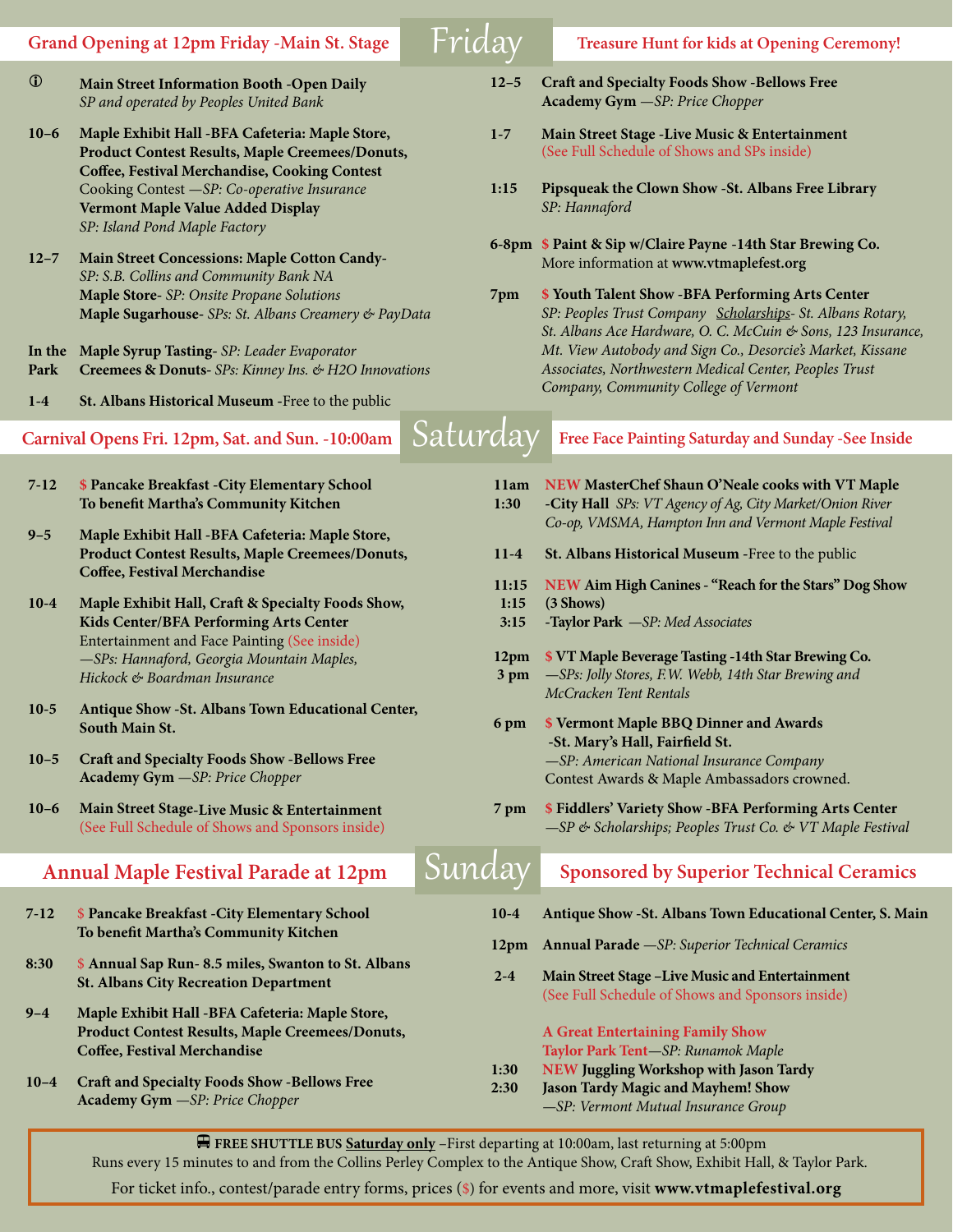# Friday

**Grand Opening at 12pm Friday -Main St. Stage**

**Treasure Hunt for kids at Opening Ceremony!**

ⓘ **Main Street Information Booth -Open Daily**
*SP and operated by Peoples United Bank*

**10–6** **Maple Exhibit Hall -BFA Cafeteria: Maple Store, Product Contest Results, Maple Creemees/Donuts, Coffee, Festival Merchandise, Cooking Contest**
Cooking Contest *—SP: Co-operative Insurance*
**Vermont Maple Value Added Display**
*SP: Island Pond Maple Factory*

**12–7** **Main Street Concessions: Maple Cotton Candy**- *SP: S.B. Collins and Community Bank NA*
**Maple Store**- *SP: Onsite Propane Solutions*
**Maple Sugarhouse**- *SPs: St. Albans Creamery & PayData*

**In the Park** **Maple Syrup Tasting**- *SP: Leader Evaporator*
**Creemees & Donuts**- *SPs: Kinney Ins. & H2O Innovations*

**1-4** **St. Albans Historical Museum** -Free to the public

**12–5** **Craft and Specialty Foods Show -Bellows Free Academy Gym** *—SP: Price Chopper*

**1-7** **Main Street Stage -Live Music & Entertainment**
(See Full Schedule of Shows and SPs inside)

**1:15** **Pipsqueak the Clown Show -St. Albans Free Library**
*SP: Hannaford*

**6-8pm** **$ Paint & Sip w/Claire Payne -14th Star Brewing Co.**
More information at **www.vtmaplefest.org**

**7pm** **$ Youth Talent Show -BFA Performing Arts Center**
*SP: Peoples Trust Company Scholarships- St. Albans Rotary, St. Albans Ace Hardware, O. C. McCuin & Sons, 123 Insurance, Mt. View Autobody and Sign Co., Desorcie's Market, Kissane Associates, Northwestern Medical Center, Peoples Trust Company, Community College of Vermont*

# Saturday

**Carnival Opens Fri. 12pm, Sat. and Sun. -10:00am**

**Free Face Painting Saturday and Sunday -See Inside**

**7-12** **$ Pancake Breakfast -City Elementary School To benefit Martha's Community Kitchen**

**9–5** **Maple Exhibit Hall -BFA Cafeteria: Maple Store, Product Contest Results, Maple Creemees/Donuts, Coffee, Festival Merchandise**

**10-4** **Maple Exhibit Hall, Craft & Specialty Foods Show, Kids Center/BFA Performing Arts Center**
Entertainment and Face Painting (See inside)
*—SPs: Hannaford, Georgia Mountain Maples, Hickock & Boardman Insurance*

**10-5** **Antique Show -St. Albans Town Educational Center, South Main St.**

**10–5** **Craft and Specialty Foods Show -Bellows Free Academy Gym** *—SP: Price Chopper*

**10–6** **Main Street Stage-Live Music & Entertainment**
(See Full Schedule of Shows and Sponsors inside)

**11am 1:30** **NEW MasterChef Shaun O'Neale cooks with VT Maple -City Hall** *SPs: VT Agency of Ag, City Market/Onion River Co-op, VMSMA, Hampton Inn and Vermont Maple Festival*

**11-4** **St. Albans Historical Museum** -Free to the public

**11:15 1:15 3:15** **NEW Aim High Canines - "Reach for the Stars" Dog Show (3 Shows) -Taylor Park** *—SP: Med Associates*

**12pm 3 pm** **$ VT Maple Beverage Tasting -14th Star Brewing Co.**
*—SPs: Jolly Stores, F.W. Webb, 14th Star Brewing and McCracken Tent Rentals*

**6 pm** **$ Vermont Maple BBQ Dinner and Awards -St. Mary's Hall, Fairfield St.**
*—SP: American National Insurance Company*
Contest Awards & Maple Ambassadors crowned.

**7 pm** **$ Fiddlers' Variety Show -BFA Performing Arts Center**
*—SP & Scholarships; Peoples Trust Co. & VT Maple Festival*

# Sunday

**Annual Maple Festival Parade at 12pm**

**Sponsored by Superior Technical Ceramics**

**7-12** **$ Pancake Breakfast -City Elementary School To benefit Martha's Community Kitchen**

**8:30** **$ Annual Sap Run- 8.5 miles, Swanton to St. Albans St. Albans City Recreation Department**

**9–4** **Maple Exhibit Hall -BFA Cafeteria: Maple Store, Product Contest Results, Maple Creemees/Donuts, Coffee, Festival Merchandise**

**10–4** **Craft and Specialty Foods Show -Bellows Free Academy Gym** *—SP: Price Chopper*

**10-4** **Antique Show -St. Albans Town Educational Center, S. Main**

**12pm** **Annual Parade** *—SP: Superior Technical Ceramics*

**2-4** **Main Street Stage –Live Music and Entertainment**
(See Full Schedule of Shows and Sponsors inside)

**A Great Entertaining Family Show**
**Taylor Park Tent**—*SP: Runamok Maple*

**1:30** **NEW Juggling Workshop with Jason Tardy**
**2:30** **Jason Tardy Magic and Mayhem! Show**
*—SP: Vermont Mutual Insurance Group*

---

**FREE SHUTTLE BUS Saturday only** –First departing at 10:00am, last returning at 5:00pm
Runs every 15 minutes to and from the Collins Perley Complex to the Antique Show, Craft Show, Exhibit Hall, & Taylor Park.
For ticket info., contest/parade entry forms, prices ($) for events and more, visit **www.vtmaplefestival.org**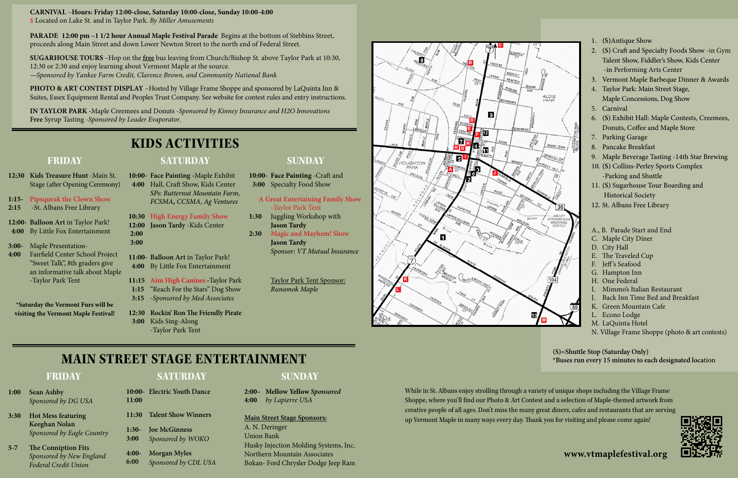**CARNIVAL** –**Hours: Friday 12:00-close, Saturday 10:00-close, Sunday 10:00-4:00**
$ Located on Lake St. and in Taylor Park. *By Miller Amusements*

**PARADE 12:00 pm –1 1/2 hour Annual Maple Festival Parade** Begins at the bottom of Stebbins Street, proceeds along Main Street and down Lower Newton Street to the north end of Federal Street.

**SUGARHOUSE TOURS** –Hop on the **free** bus leaving from Church/Bishop St. above Taylor Park at 10:30, 12:30 or 2:30 and enjoy learning about Vermont Maple at the source.
*—Sponsored by Yankee Farm Credit, Clarence Brown, and Community National Bank*

**PHOTO & ART CONTEST DISPLAY** –Hosted by Village Frame Shoppe and sponsored by LaQuinta Inn & Suites, Essex Equipment Rental and Peoples Trust Company. See website for contest rules and entry instructions.

**IN TAYLOR PARK** -Maple Creemees and Donuts *-Sponsored by Kinney Insurance and H2O Innovations*
**Free** Syrup Tasting *-Sponsored by Leader Evaporator.*

# KIDS ACTIVITIES

## FRIDAY

- **12:30** **Kids Treasure Hunt** -Main St. Stage (after Opening Ceremony)
- **1:15-2:15** **Pipsqueak the Clown Show** -St. Albans Free Library
- **12:00-4:00** **Balloon Art** in Taylor Park! By Little Fox Entertainment
- **3:00-4:00** Maple Presentation- Fairfield Center School Project "Sweet Talk", 8th graders give an informative talk about Maple -Taylor Park Tent

**\*Saturday the Vermont Furs will be visiting the Vermont Maple Festival!**

## SATURDAY

- **10:00-4:00** **Face Painting** -Maple Exhibit Hall, Craft Show, Kids Center *SPs: Butternut Mountain Farm, FCSMA, CCSMA, Ag Ventures*
- **10:30, 12:00, 2:00, 3:00** **High Energy Family Show** **Jason Tardy** -Kids Center
- **11:00-4:00** **Balloon Art** in Taylor Park! By Little Fox Entertainment
- **11:15, 1:15, 3:15** **Aim High Canines** -Taylor Park "Reach For the Stars" Dog Show *-Sponsored by Med Associates*
- **12:30, 3:00** **Rockin' Ron The Friendly Pirate** Kids Sing-Along -Taylor Park Tent

## SUNDAY

- **10:00-3:00** **Face Painting** -Craft and Specialty Food Show

A Great Entertaining Family Show -Taylor Park Tent

- **1:30** Juggling Workshop with **Jason Tardy**
- **2:30** **Magic and Mayhem! Show** **Jason Tardy** *Sponsor: VT Mutual Insurance*

Taylor Park Tent Sponsor: *Runamok Maple*

# MAIN STREET STAGE ENTERTAINMENT

## FRIDAY

- **1:00** **Sean Ashby** *Sponsored by DG USA*
- **3:30** **Hot Mess featuring Keeghan Nolan** *Sponsored by Eagle Country*
- **5-7** **The Conniption Fits** *Sponsored by New England Federal Credit Union*

## SATURDAY

- **10:00-11:00** **Electric Youth Dance**
- **11:30** **Talent Show Winners**
- **1:30-3:00** **Joe McGinness** *Sponsored by WOKO*
- **4:00-6:00** **Morgan Myles** *Sponsored by CDL USA*

## SUNDAY

- **2:00–4:00** **Mellow Yellow** *Sponsored by Lapierre USA*

**Main Street Stage Sponsors:**
A. N. Deringer
Union Bank
Husky Injection Molding Systems, Inc.
Northern Mountain Associates
Bokan- Ford Chrysler Dodge Jeep Ram

1. (S)Antique Show
2. (S) Craft and Specialty Foods Show -in Gym Talent Show, Fiddler's Show, Kids Center -in Performing Arts Center
3. Vermont Maple Barbeque Dinner & Awards
4. Taylor Park: Main Street Stage, Maple Concessions, Dog Show
5. Carnival
6. (S) Exhibit Hall: Maple Contests, Creemees, Donuts, Coffee and Maple Store
7. Parking Garage
8. Pancake Breakfast
9. Maple Beverage Tasting -14th Star Brewing
10. (S) Collins-Perley Sports Complex -Parking and Shuttle
11. (S) Sugarhouse Tour Boarding and Historical Society
12. St. Albans Free Library

A., B. Parade Start and End
C. Maple City Diner
D. City Hall
E. The Traveled Cup
F. Jeff's Seafood
G. Hampton Inn
H. One Federal
I. Mimmo's Italian Restaurant
J. Back Inn Time Bed and Breakfast
K. Green Mountain Cafe
L. Econo Lodge
M. LaQuinta Hotel
N. Village Frame Shoppe (photo & art contests)

**(S)=Shuttle Stop (Saturday Only)**
**\*Buses run every 15 minutes to each designated location**

While in St. Albans enjoy strolling through a variety of unique shops including the Village Frame Shoppe, where you'll find our Photo & Art Contest and a selection of Maple-themed artwork from creative people of all ages. Don't miss the many great diners, cafes and restaurants that are serving up Vermont Maple in many ways every day. Thank you for visiting and please come again!

**www.vtmaplefestival.org**